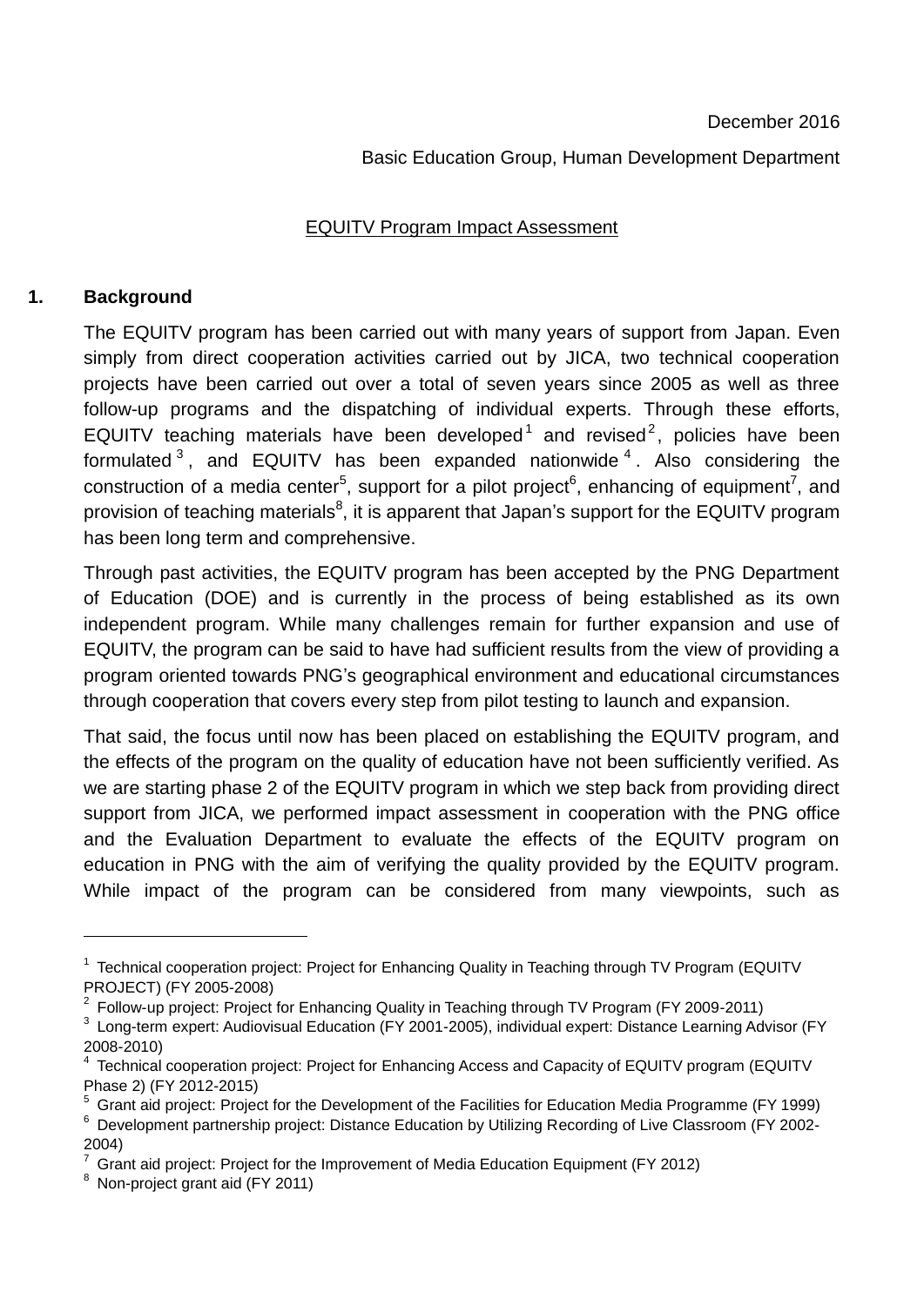December 2016

Basic Education Group, Human Development Department

EQUITV Program Impact Assessment

## 1. Background

The EQUITV program has been carried out with many years of support from Japan. Even simply from direct cooperation activities carried out by JICA, two technical cooperation projects have been carried out over a total of seven years since 2005 as well as three follow-up programs and the dispatching of individual experts. Through these efforts, EQUITV teaching materials have been developed[1] and revised[2], policies have been formulated[3], and EQUITV has been expanded nationwide[4]. Also considering the construction of a media center[5], support for a pilot project[6], enhancing of equipment[7], and provision of teaching materials[8], it is apparent that Japan's support for the EQUITV program has been long term and comprehensive.

Through past activities, the EQUITV program has been accepted by the PNG Department of Education (DOE) and is currently in the process of being established as its own independent program. While many challenges remain for further expansion and use of EQUITV, the program can be said to have had sufficient results from the view of providing a program oriented towards PNG's geographical environment and educational circumstances through cooperation that covers every step from pilot testing to launch and expansion.

That said, the focus until now has been placed on establishing the EQUITV program, and the effects of the program on the quality of education have not been sufficiently verified. As we are starting phase 2 of the EQUITV program in which we step back from providing direct support from JICA, we performed impact assessment in cooperation with the PNG office and the Evaluation Department to evaluate the effects of the EQUITV program on education in PNG with the aim of verifying the quality provided by the EQUITV program. While impact of the program can be considered from many viewpoints, such as

---

[1] Technical cooperation project: Project for Enhancing Quality in Teaching through TV Program (EQUITV PROJECT) (FY 2005-2008)

[2] Follow-up project: Project for Enhancing Quality in Teaching through TV Program (FY 2009-2011)

[3] Long-term expert: Audiovisual Education (FY 2001-2005), individual expert: Distance Learning Advisor (FY 2008-2010)

[4] Technical cooperation project: Project for Enhancing Access and Capacity of EQUITV program (EQUITV Phase 2) (FY 2012-2015)

[5] Grant aid project: Project for the Development of the Facilities for Education Media Programme (FY 1999)

[6] Development partnership project: Distance Education by Utilizing Recording of Live Classroom (FY 2002-2004)

[7] Grant aid project: Project for the Improvement of Media Education Equipment (FY 2012)

[8] Non-project grant aid (FY 2011)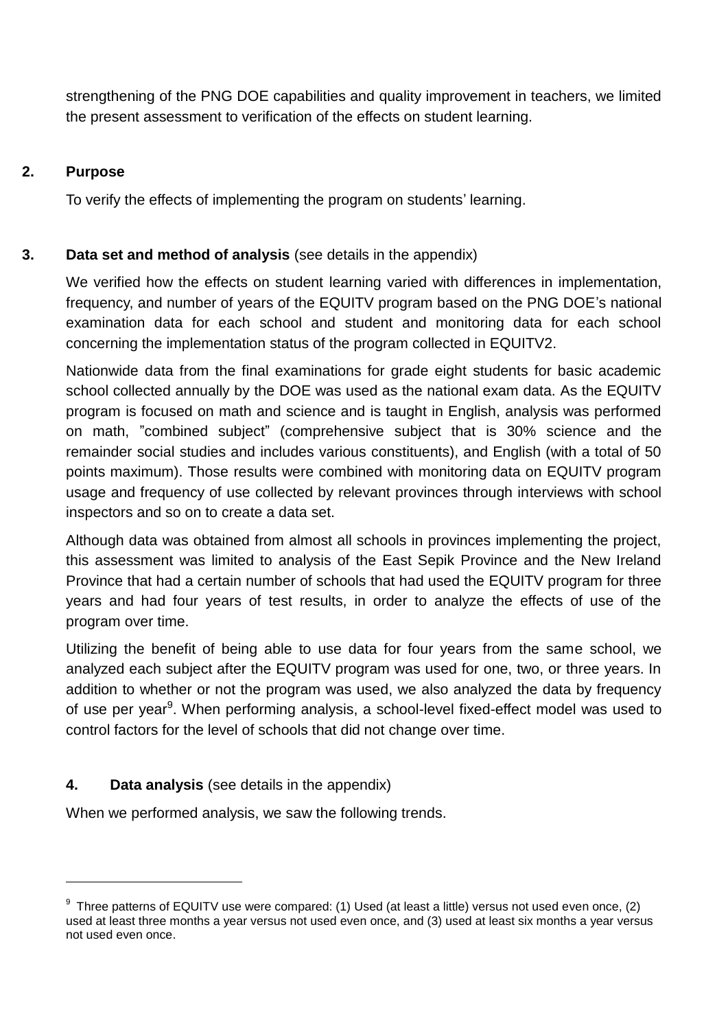strengthening of the PNG DOE capabilities and quality improvement in teachers, we limited the present assessment to verification of the effects on student learning.

## 2. Purpose

To verify the effects of implementing the program on students' learning.

## 3. Data set and method of analysis (see details in the appendix)

We verified how the effects on student learning varied with differences in implementation, frequency, and number of years of the EQUITV program based on the PNG DOE's national examination data for each school and student and monitoring data for each school concerning the implementation status of the program collected in EQUITV2.

Nationwide data from the final examinations for grade eight students for basic academic school collected annually by the DOE was used as the national exam data. As the EQUITV program is focused on math and science and is taught in English, analysis was performed on math, "combined subject" (comprehensive subject that is 30% science and the remainder social studies and includes various constituents), and English (with a total of 50 points maximum). Those results were combined with monitoring data on EQUITV program usage and frequency of use collected by relevant provinces through interviews with school inspectors and so on to create a data set.

Although data was obtained from almost all schools in provinces implementing the project, this assessment was limited to analysis of the East Sepik Province and the New Ireland Province that had a certain number of schools that had used the EQUITV program for three years and had four years of test results, in order to analyze the effects of use of the program over time.

Utilizing the benefit of being able to use data for four years from the same school, we analyzed each subject after the EQUITV program was used for one, two, or three years. In addition to whether or not the program was used, we also analyzed the data by frequency of use per year[9]. When performing analysis, a school-level fixed-effect model was used to control factors for the level of schools that did not change over time.

## 4. Data analysis (see details in the appendix)

When we performed analysis, we saw the following trends.

---

[9] Three patterns of EQUITV use were compared: (1) Used (at least a little) versus not used even once, (2) used at least three months a year versus not used even once, and (3) used at least six months a year versus not used even once.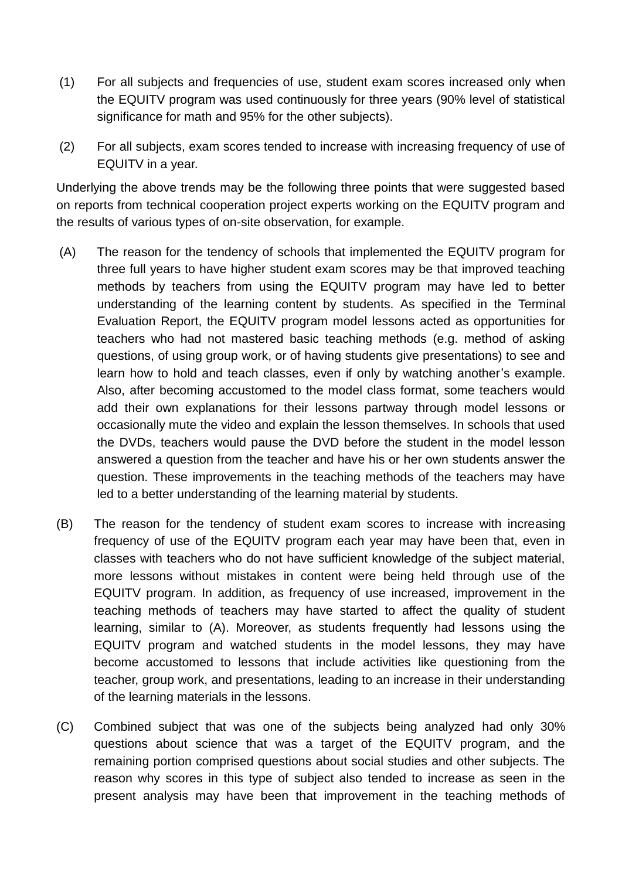(1) For all subjects and frequencies of use, student exam scores increased only when the EQUITV program was used continuously for three years (90% level of statistical significance for math and 95% for the other subjects).

(2) For all subjects, exam scores tended to increase with increasing frequency of use of EQUITV in a year.

Underlying the above trends may be the following three points that were suggested based on reports from technical cooperation project experts working on the EQUITV program and the results of various types of on-site observation, for example.

(A) The reason for the tendency of schools that implemented the EQUITV program for three full years to have higher student exam scores may be that improved teaching methods by teachers from using the EQUITV program may have led to better understanding of the learning content by students. As specified in the Terminal Evaluation Report, the EQUITV program model lessons acted as opportunities for teachers who had not mastered basic teaching methods (e.g. method of asking questions, of using group work, or of having students give presentations) to see and learn how to hold and teach classes, even if only by watching another's example. Also, after becoming accustomed to the model class format, some teachers would add their own explanations for their lessons partway through model lessons or occasionally mute the video and explain the lesson themselves. In schools that used the DVDs, teachers would pause the DVD before the student in the model lesson answered a question from the teacher and have his or her own students answer the question. These improvements in the teaching methods of the teachers may have led to a better understanding of the learning material by students.

(B) The reason for the tendency of student exam scores to increase with increasing frequency of use of the EQUITV program each year may have been that, even in classes with teachers who do not have sufficient knowledge of the subject material, more lessons without mistakes in content were being held through use of the EQUITV program. In addition, as frequency of use increased, improvement in the teaching methods of teachers may have started to affect the quality of student learning, similar to (A). Moreover, as students frequently had lessons using the EQUITV program and watched students in the model lessons, they may have become accustomed to lessons that include activities like questioning from the teacher, group work, and presentations, leading to an increase in their understanding of the learning materials in the lessons.

(C) Combined subject that was one of the subjects being analyzed had only 30% questions about science that was a target of the EQUITV program, and the remaining portion comprised questions about social studies and other subjects. The reason why scores in this type of subject also tended to increase as seen in the present analysis may have been that improvement in the teaching methods of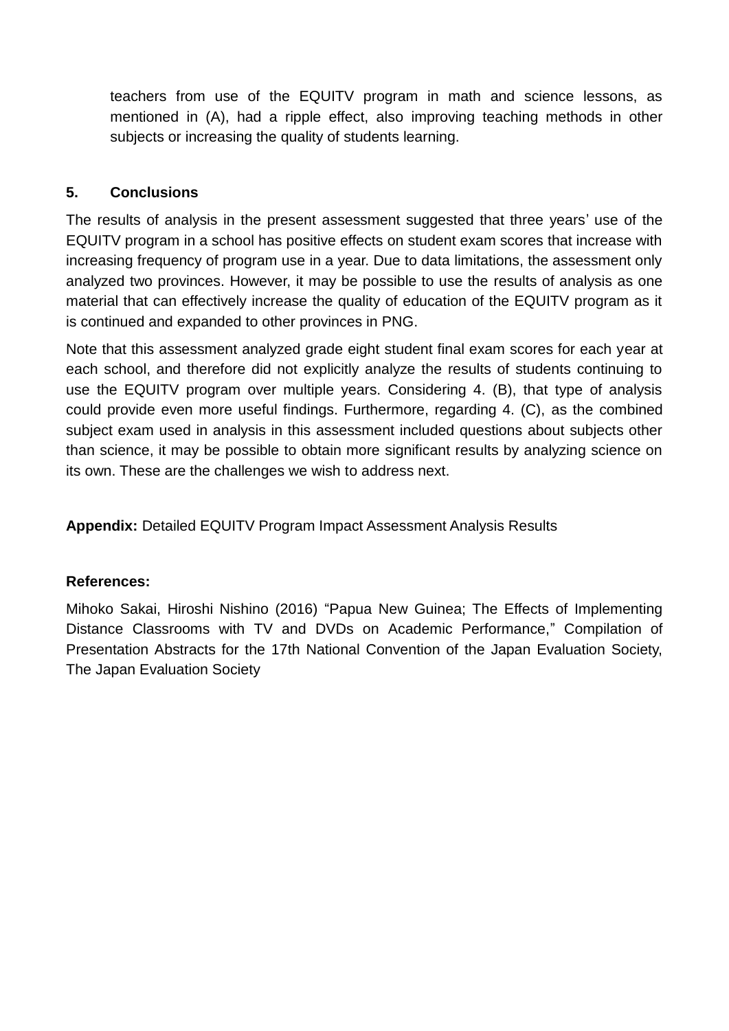teachers from use of the EQUITV program in math and science lessons, as mentioned in (A), had a ripple effect, also improving teaching methods in other subjects or increasing the quality of students learning.

## 5. Conclusions

The results of analysis in the present assessment suggested that three years' use of the EQUITV program in a school has positive effects on student exam scores that increase with increasing frequency of program use in a year. Due to data limitations, the assessment only analyzed two provinces. However, it may be possible to use the results of analysis as one material that can effectively increase the quality of education of the EQUITV program as it is continued and expanded to other provinces in PNG.

Note that this assessment analyzed grade eight student final exam scores for each year at each school, and therefore did not explicitly analyze the results of students continuing to use the EQUITV program over multiple years. Considering 4. (B), that type of analysis could provide even more useful findings. Furthermore, regarding 4. (C), as the combined subject exam used in analysis in this assessment included questions about subjects other than science, it may be possible to obtain more significant results by analyzing science on its own. These are the challenges we wish to address next.

**Appendix:** Detailed EQUITV Program Impact Assessment Analysis Results

**References:**

Mihoko Sakai, Hiroshi Nishino (2016) "Papua New Guinea; The Effects of Implementing Distance Classrooms with TV and DVDs on Academic Performance," Compilation of Presentation Abstracts for the 17th National Convention of the Japan Evaluation Society, The Japan Evaluation Society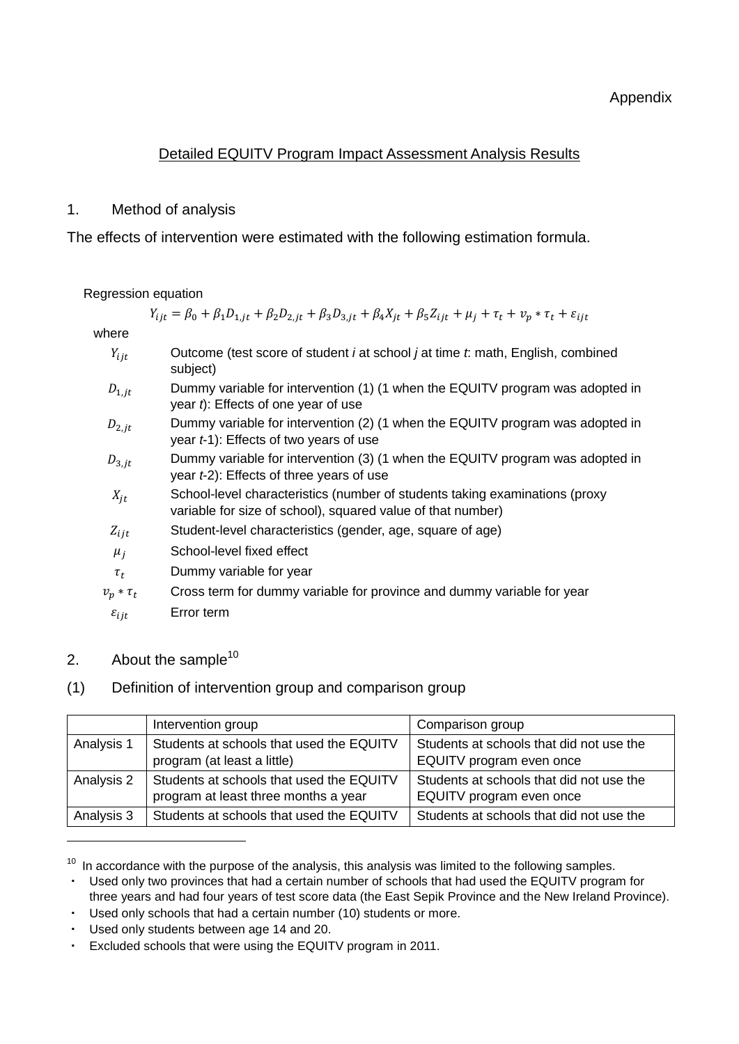Appendix

## Detailed EQUITV Program Impact Assessment Analysis Results

### 1. Method of analysis

The effects of intervention were estimated with the following estimation formula.

Regression equation

$$Y_{ijt} = \beta_0 + \beta_1 D_{1,jt} + \beta_2 D_{2,jt} + \beta_3 D_{3,jt} + \beta_4 X_{jt} + \beta_5 Z_{ijt} + \mu_j + \tau_t + v_p * \tau_t + \varepsilon_{ijt}$$

where

| | |
|---|---|
| $Y_{ijt}$ | Outcome (test score of student *i* at school *j* at time *t*: math, English, combined subject) |
| $D_{1,jt}$ | Dummy variable for intervention (1) (1 when the EQUITV program was adopted in year *t*): Effects of one year of use |
| $D_{2,jt}$ | Dummy variable for intervention (2) (1 when the EQUITV program was adopted in year *t*-1): Effects of two years of use |
| $D_{3,jt}$ | Dummy variable for intervention (3) (1 when the EQUITV program was adopted in year *t*-2): Effects of three years of use |
| $X_{jt}$ | School-level characteristics (number of students taking examinations (proxy variable for size of school), squared value of that number) |
| $Z_{ijt}$ | Student-level characteristics (gender, age, square of age) |
| $\mu_j$ | School-level fixed effect |
| $\tau_t$ | Dummy variable for year |
| $v_p * \tau_t$ | Cross term for dummy variable for province and dummy variable for year |
| $\varepsilon_{ijt}$ | Error term |

### 2. About the sample[10]

#### (1) Definition of intervention group and comparison group

| | Intervention group | Comparison group |
|---|---|---|
| Analysis 1 | Students at schools that used the EQUITV program (at least a little) | Students at schools that did not use the EQUITV program even once |
| Analysis 2 | Students at schools that used the EQUITV program at least three months a year | Students at schools that did not use the EQUITV program even once |
| Analysis 3 | Students at schools that used the EQUITV | Students at schools that did not use the |

---

[10] In accordance with the purpose of the analysis, this analysis was limited to the following samples.

- Used only two provinces that had a certain number of schools that had used the EQUITV program for three years and had four years of test score data (the East Sepik Province and the New Ireland Province).
- Used only schools that had a certain number (10) students or more.
- Used only students between age 14 and 20.
- Excluded schools that were using the EQUITV program in 2011.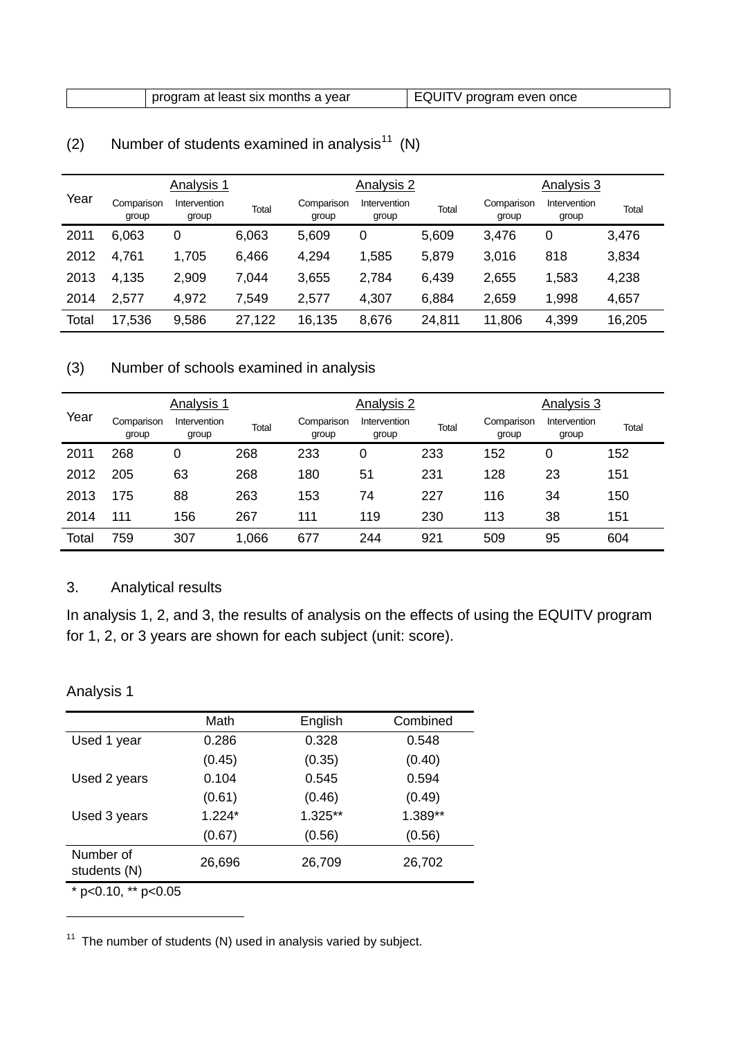| | program at least six months a year | EQUITV program even once |
|---|---|---|

(2) Number of students examined in analysis[11] (N)

| Year | Analysis 1 | | | Analysis 2 | | | Analysis 3 | | |
|---|---|---|---|---|---|---|---|---|---|
| | Comparison group | Intervention group | Total | Comparison group | Intervention group | Total | Comparison group | Intervention group | Total |
| 2011 | 6,063 | 0 | 6,063 | 5,609 | 0 | 5,609 | 3,476 | 0 | 3,476 |
| 2012 | 4,761 | 1,705 | 6,466 | 4,294 | 1,585 | 5,879 | 3,016 | 818 | 3,834 |
| 2013 | 4,135 | 2,909 | 7,044 | 3,655 | 2,784 | 6,439 | 2,655 | 1,583 | 4,238 |
| 2014 | 2,577 | 4,972 | 7,549 | 2,577 | 4,307 | 6,884 | 2,659 | 1,998 | 4,657 |
| Total | 17,536 | 9,586 | 27,122 | 16,135 | 8,676 | 24,811 | 11,806 | 4,399 | 16,205 |

(3) Number of schools examined in analysis

| Year | Analysis 1 | | | Analysis 2 | | | Analysis 3 | | |
|---|---|---|---|---|---|---|---|---|---|
| | Comparison group | Intervention group | Total | Comparison group | Intervention group | Total | Comparison group | Intervention group | Total |
| 2011 | 268 | 0 | 268 | 233 | 0 | 233 | 152 | 0 | 152 |
| 2012 | 205 | 63 | 268 | 180 | 51 | 231 | 128 | 23 | 151 |
| 2013 | 175 | 88 | 263 | 153 | 74 | 227 | 116 | 34 | 150 |
| 2014 | 111 | 156 | 267 | 111 | 119 | 230 | 113 | 38 | 151 |
| Total | 759 | 307 | 1,066 | 677 | 244 | 921 | 509 | 95 | 604 |

## 3. Analytical results

In analysis 1, 2, and 3, the results of analysis on the effects of using the EQUITV program for 1, 2, or 3 years are shown for each subject (unit: score).

Analysis 1

| | Math | English | Combined |
|---|---|---|---|
| Used 1 year | 0.286 | 0.328 | 0.548 |
| | (0.45) | (0.35) | (0.40) |
| Used 2 years | 0.104 | 0.545 | 0.594 |
| | (0.61) | (0.46) | (0.49) |
| Used 3 years | 1.224* | 1.325** | 1.389** |
| | (0.67) | (0.56) | (0.56) |
| Number of students (N) | 26,696 | 26,709 | 26,702 |

* $p<0.10$, ** $p<0.05$

[11] The number of students (N) used in analysis varied by subject.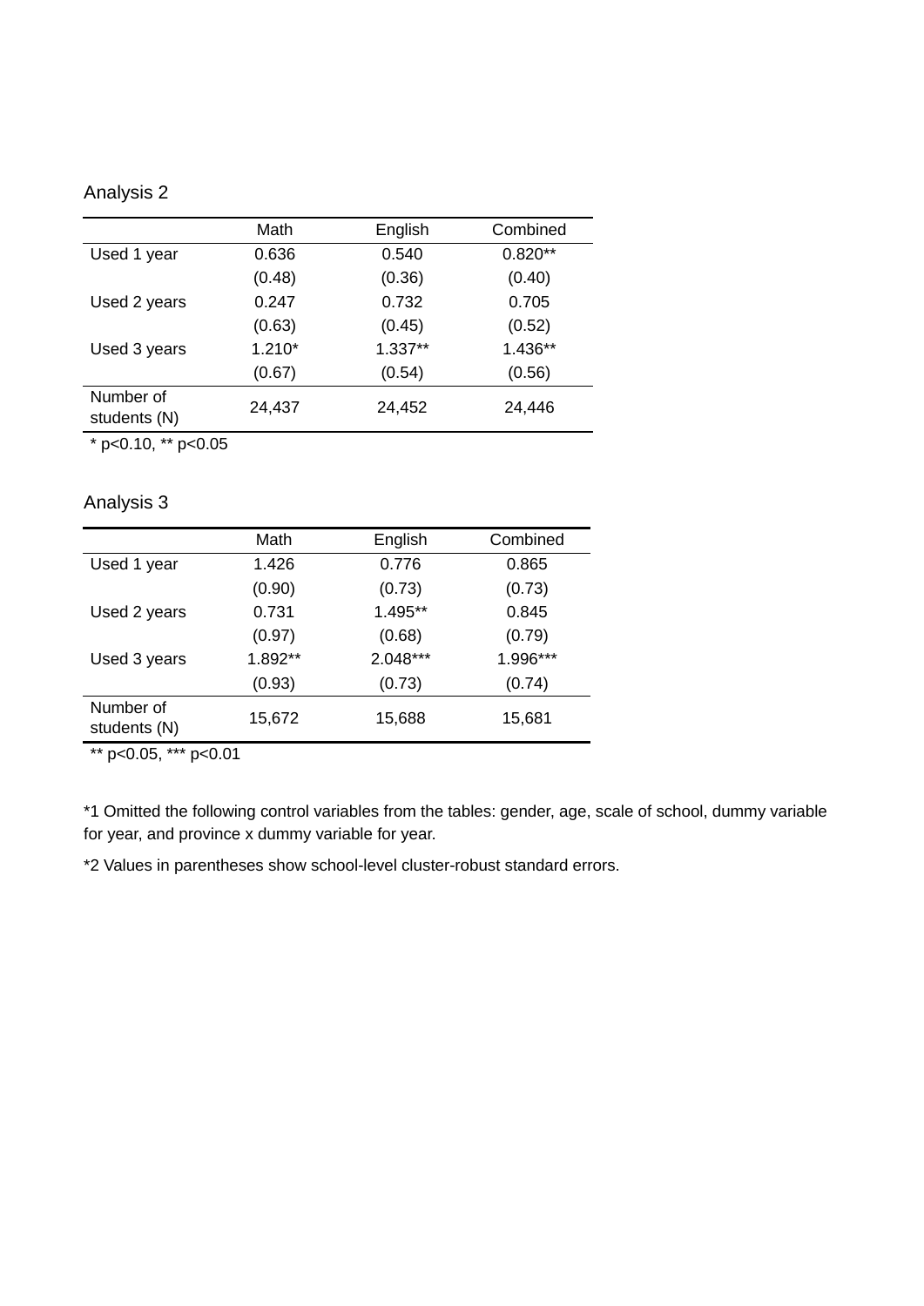Analysis 2

| | Math | English | Combined |
|---|---|---|---|
| Used 1 year | 0.636 | 0.540 | 0.820** |
| | (0.48) | (0.36) | (0.40) |
| Used 2 years | 0.247 | 0.732 | 0.705 |
| | (0.63) | (0.45) | (0.52) |
| Used 3 years | 1.210* | 1.337** | 1.436** |
| | (0.67) | (0.54) | (0.56) |
| Number of students (N) | 24,437 | 24,452 | 24,446 |

* $p<0.10$, ** $p<0.05$

Analysis 3

| | Math | English | Combined |
|---|---|---|---|
| Used 1 year | 1.426 | 0.776 | 0.865 |
| | (0.90) | (0.73) | (0.73) |
| Used 2 years | 0.731 | 1.495** | 0.845 |
| | (0.97) | (0.68) | (0.79) |
| Used 3 years | 1.892** | 2.048*** | 1.996*** |
| | (0.93) | (0.73) | (0.74) |
| Number of students (N) | 15,672 | 15,688 | 15,681 |

** $p<0.05$, *** $p<0.01$

*1 Omitted the following control variables from the tables: gender, age, scale of school, dummy variable for year, and province x dummy variable for year.

*2 Values in parentheses show school-level cluster-robust standard errors.